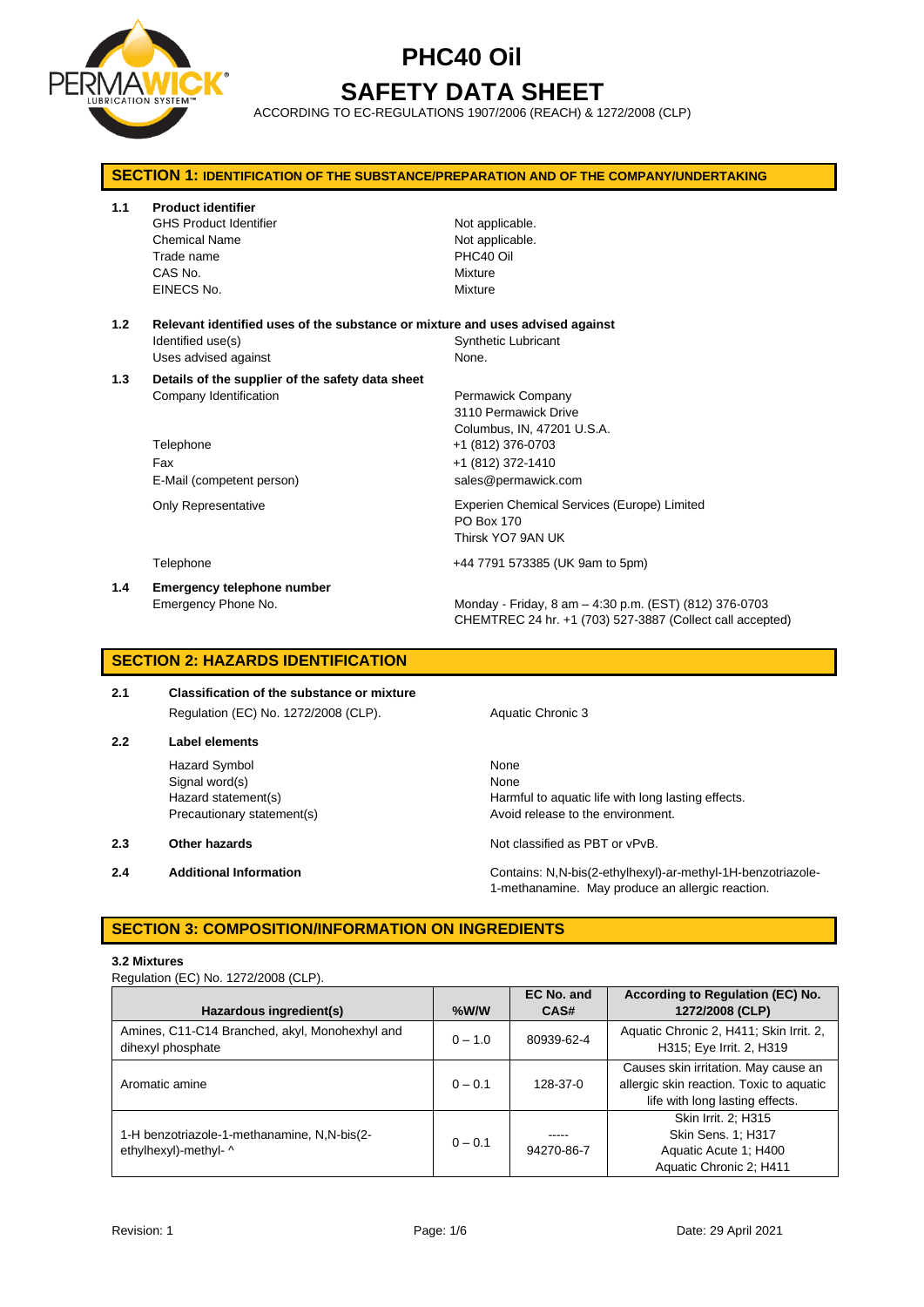# PHC40 Oil

# SAFETY DATA SHEET

ACCORDING TO EC-REGULATIONS 1907/2006 (REACH) & 1272/2008 (CLP)

## SECTION 1: IDENTIFICATION OF THE SUBSTANCE/PREPARATION AND OF THE COMPANY/UNDERTAKING

**1.1 Product identifier**

| | |
|---|---|
| GHS Product Identifier | Not applicable. |
| Chemical Name | Not applicable. |
| Trade name | PHC40 Oil |
| CAS No. | Mixture |
| EINECS No. | Mixture |

**1.2 Relevant identified uses of the substance or mixture and uses advised against**

| | |
|---|---|
| Identified use(s) | Synthetic Lubricant |
| Uses advised against | None. |

**1.3 Details of the supplier of the safety data sheet**

| | |
|---|---|
| Company Identification | Permawick Company<br>3110 Permawick Drive<br>Columbus, IN, 47201 U.S.A. |
| Telephone | +1 (812) 376-0703 |
| Fax | +1 (812) 372-1410 |
| E-Mail (competent person) | sales@permawick.com |
| Only Representative | Experien Chemical Services (Europe) Limited<br>PO Box 170<br>Thirsk YO7 9AN UK |
| Telephone | +44 7791 573385 (UK 9am to 5pm) |

**1.4 Emergency telephone number**

| | |
|---|---|
| Emergency Phone No. | Monday - Friday, 8 am – 4:30 p.m. (EST) (812) 376-0703<br>CHEMTREC 24 hr. +1 (703) 527-3887 (Collect call accepted) |

## SECTION 2: HAZARDS IDENTIFICATION

**2.1 Classification of the substance or mixture**

Regulation (EC) No. 1272/2008 (CLP). — Aquatic Chronic 3

**2.2 Label elements**

| | |
|---|---|
| Hazard Symbol | None |
| Signal word(s) | None |
| Hazard statement(s) | Harmful to aquatic life with long lasting effects. |
| Precautionary statement(s) | Avoid release to the environment. |

**2.3 Other hazards** — Not classified as PBT or vPvB.

**2.4 Additional Information** — Contains: N,N-bis(2-ethylhexyl)-ar-methyl-1H-benzotriazole-1-methanamine. May produce an allergic reaction.

## SECTION 3: COMPOSITION/INFORMATION ON INGREDIENTS

**3.2 Mixtures**

Regulation (EC) No. 1272/2008 (CLP).

| Hazardous ingredient(s) | %W/W | EC No. and CAS# | According to Regulation (EC) No. 1272/2008 (CLP) |
|---|---|---|---|
| Amines, C11-C14 Branched, akyl, Monohexhyl and dihexyl phosphate | 0 – 1.0 | 80939-62-4 | Aquatic Chronic 2, H411; Skin Irrit. 2, H315; Eye Irrit. 2, H319 |
| Aromatic amine | 0 – 0.1 | 128-37-0 | Causes skin irritation. May cause an allergic skin reaction. Toxic to aquatic life with long lasting effects. |
| 1-H benzotriazole-1-methanamine, N,N-bis(2-ethylhexyl)-methyl- ^ | 0 – 0.1 | -----<br>94270-86-7 | Skin Irrit. 2; H315<br>Skin Sens. 1; H317<br>Aquatic Acute 1; H400<br>Aquatic Chronic 2; H411 |

Revision: 1 Date: 29 April 2021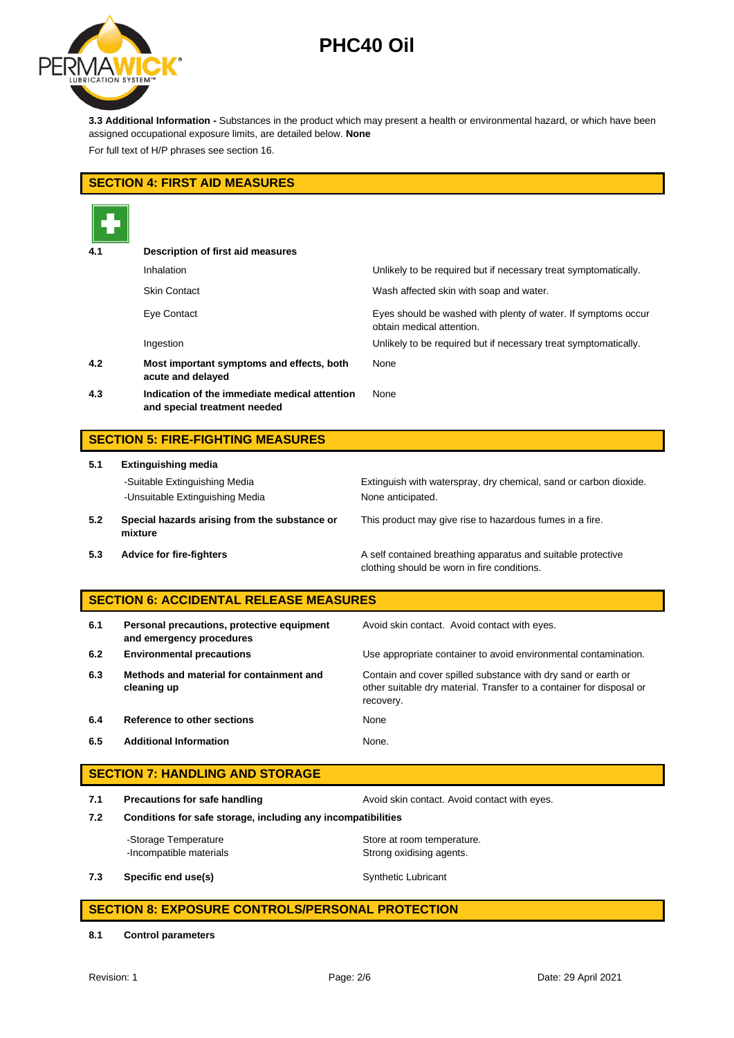**3.3 Additional Information -** Substances in the product which may present a health or environmental hazard, or which have been assigned occupational exposure limits, are detailed below. **None**

For full text of H/P phrases see section 16.

## SECTION 4: FIRST AID MEASURES

| | | |
|---|---|---|
| **4.1** | **Description of first aid measures** | |
| | Inhalation | Unlikely to be required but if necessary treat symptomatically. |
| | Skin Contact | Wash affected skin with soap and water. |
| | Eye Contact | Eyes should be washed with plenty of water. If symptoms occur obtain medical attention. |
| | Ingestion | Unlikely to be required but if necessary treat symptomatically. |
| **4.2** | **Most important symptoms and effects, both acute and delayed** | None |
| **4.3** | **Indication of the immediate medical attention and special treatment needed** | None |

## SECTION 5: FIRE-FIGHTING MEASURES

| | | |
|---|---|---|
| **5.1** | **Extinguishing media** | |
| | -Suitable Extinguishing Media | Extinguish with waterspray, dry chemical, sand or carbon dioxide. |
| | -Unsuitable Extinguishing Media | None anticipated. |
| **5.2** | **Special hazards arising from the substance or mixture** | This product may give rise to hazardous fumes in a fire. |
| **5.3** | **Advice for fire-fighters** | A self contained breathing apparatus and suitable protective clothing should be worn in fire conditions. |

## SECTION 6: ACCIDENTAL RELEASE MEASURES

| | | |
|---|---|---|
| **6.1** | **Personal precautions, protective equipment and emergency procedures** | Avoid skin contact. Avoid contact with eyes. |
| **6.2** | **Environmental precautions** | Use appropriate container to avoid environmental contamination. |
| **6.3** | **Methods and material for containment and cleaning up** | Contain and cover spilled substance with dry sand or earth or other suitable dry material. Transfer to a container for disposal or recovery. |
| **6.4** | **Reference to other sections** | None |
| **6.5** | **Additional Information** | None. |

## SECTION 7: HANDLING AND STORAGE

| | | |
|---|---|---|
| **7.1** | **Precautions for safe handling** | Avoid skin contact. Avoid contact with eyes. |
| **7.2** | **Conditions for safe storage, including any incompatibilities** | |
| | -Storage Temperature | Store at room temperature. |
| | -Incompatible materials | Strong oxidising agents. |
| **7.3** | **Specific end use(s)** | Synthetic Lubricant |

## SECTION 8: EXPOSURE CONTROLS/PERSONAL PROTECTION

**8.1 Control parameters**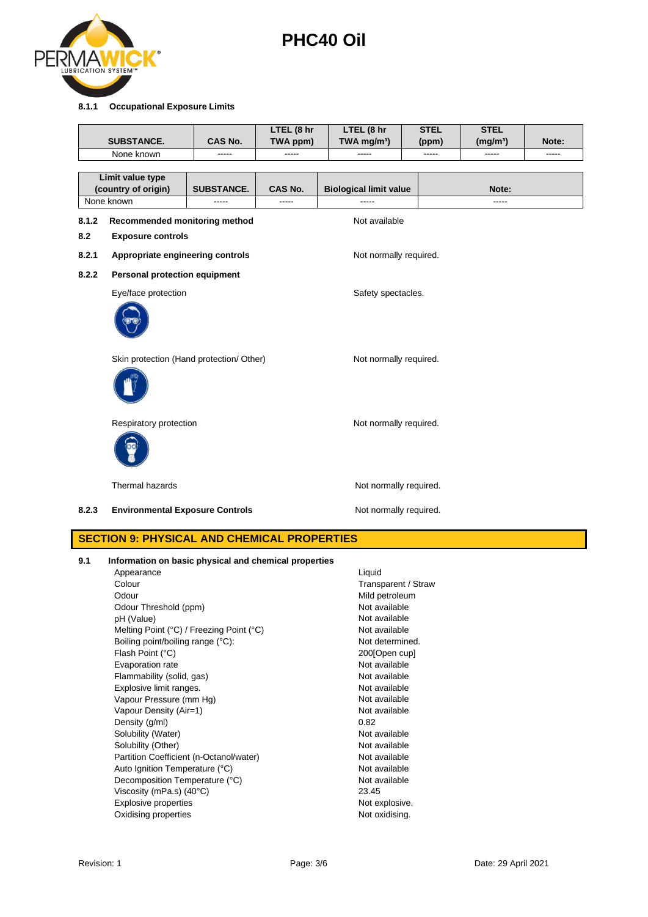**8.1.1 Occupational Exposure Limits**

| SUBSTANCE. | CAS No. | LTEL (8 hr TWA ppm) | LTEL (8 hr TWA mg/m³) | STEL (ppm) | STEL (mg/m³) | Note: |
|---|---|---|---|---|---|---|
| None known | ----- | ----- | ----- | ----- | ----- | ----- |

| Limit value type (country of origin) | SUBSTANCE. | CAS No. | Biological limit value | Note: |
|---|---|---|---|---|
| None known | ----- | ----- | ----- | ----- |

**8.1.2 Recommended monitoring method** — Not available

**8.2 Exposure controls**

**8.2.1 Appropriate engineering controls** — Not normally required.

**8.2.2 Personal protection equipment**

Eye/face protection — Safety spectacles.

Skin protection (Hand protection/ Other) — Not normally required.

Respiratory protection — Not normally required.

Thermal hazards — Not normally required.

**8.2.3 Environmental Exposure Controls** — Not normally required.

## SECTION 9: PHYSICAL AND CHEMICAL PROPERTIES

**9.1 Information on basic physical and chemical properties**

| Property | Value |
|---|---|
| Appearance | Liquid |
| Colour | Transparent / Straw |
| Odour | Mild petroleum |
| Odour Threshold (ppm) | Not available |
| pH (Value) | Not available |
| Melting Point (°C) / Freezing Point (°C) | Not available |
| Boiling point/boiling range (°C): | Not determined. |
| Flash Point (°C) | 200[Open cup] |
| Evaporation rate | Not available |
| Flammability (solid, gas) | Not available |
| Explosive limit ranges. | Not available |
| Vapour Pressure (mm Hg) | Not available |
| Vapour Density (Air=1) | Not available |
| Density (g/ml) | 0.82 |
| Solubility (Water) | Not available |
| Solubility (Other) | Not available |
| Partition Coefficient (n-Octanol/water) | Not available |
| Auto Ignition Temperature (°C) | Not available |
| Decomposition Temperature (°C) | Not available |
| Viscosity (mPa.s) (40°C) | 23.45 |
| Explosive properties | Not explosive. |
| Oxidising properties | Not oxidising. |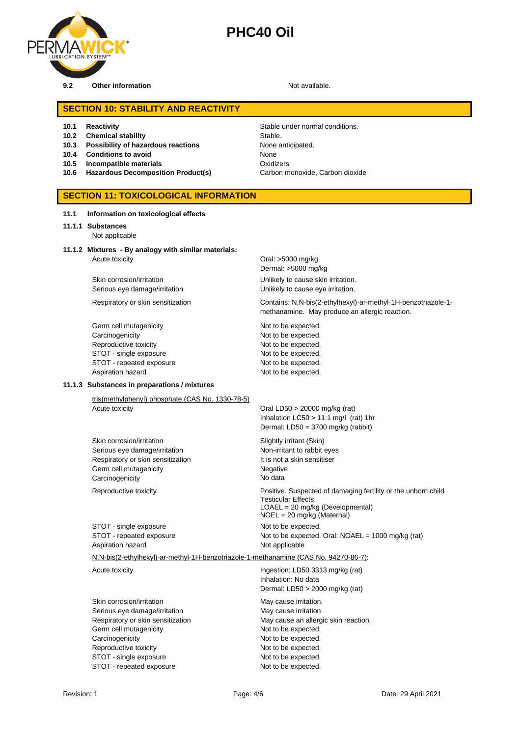| | | |
|---|---|---|
| **9.2** | **Other information** | Not available. |

## SECTION 10: STABILITY AND REACTIVITY

| | | |
|---|---|---|
| **10.1** | **Reactivity** | Stable under normal conditions. |
| **10.2** | **Chemical stability** | Stable. |
| **10.3** | **Possibility of hazardous reactions** | None anticipated. |
| **10.4** | **Conditions to avoid** | None |
| **10.5** | **Incompatible materials** | Oxidizers |
| **10.6** | **Hazardous Decomposition Product(s)** | Carbon monoxide, Carbon dioxide |

## SECTION 11: TOXICOLOGICAL INFORMATION

**11.1 Information on toxicological effects**

**11.1.1 Substances**

Not applicable

**11.1.2 Mixtures - By analogy with similar materials:**

| | |
|---|---|
| Acute toxicity | Oral: >5000 mg/kg<br>Dermal: >5000 mg/kg |
| Skin corrosion/irritation | Unlikely to cause skin irritation. |
| Serious eye damage/irritation | Unlikely to cause eye irritation. |
| Respiratory or skin sensitization | Contains: N,N-bis(2-ethylhexyl)-ar-methyl-1H-benzotriazole-1-methanamine. May produce an allergic reaction. |
| Germ cell mutagenicity | Not to be expected. |
| Carcinogenicity | Not to be expected. |
| Reproductive toxicity | Not to be expected. |
| STOT - single exposure | Not to be expected. |
| STOT - repeated exposure | Not to be expected. |
| Aspiration hazard | Not to be expected. |

**11.1.3 Substances in preparations / mixtures**

<u>tris(methylphenyl) phosphate (CAS No. 1330-78-5)</u>

| | |
|---|---|
| Acute toxicity | Oral LD50 > 20000 mg/kg (rat)<br>Inhalation LC50 > 11.1 mg/l (rat) 1hr<br>Dermal: LD50 = 3700 mg/kg (rabbit) |
| Skin corrosion/irritation | Slightly irritant (Skin) |
| Serious eye damage/irritation | Non-irritant to rabbit eyes |
| Respiratory or skin sensitization | It is not a skin sensitiser |
| Germ cell mutagenicity | Negative |
| Carcinogenicity | No data |
| Reproductive toxicity | Positive. Suspected of damaging fertility or the unborn child.<br>Testicular Effects.<br>LOAEL = 20 mg/kg (Developmental)<br>NOEL = 20 mg/kg (Maternal) |
| STOT - single exposure | Not to be expected. |
| STOT - repeated exposure | Not to be expected. Oral: NOAEL = 1000 mg/kg (rat) |
| Aspiration hazard | Not applicable |

<u>N,N-bis(2-ethylhexyl)-ar-methyl-1H-benzotriazole-1-methanamine (CAS No. 94270-86-7)</u>:

| | |
|---|---|
| Acute toxicity | Ingestion: LD50 3313 mg/kg (rat)<br>Inhalation: No data<br>Dermal: LD50 > 2000 mg/kg (rat) |
| Skin corrosion/irritation | May cause irritation. |
| Serious eye damage/irritation | May cause irritation. |
| Respiratory or skin sensitization | May cause an allergic skin reaction. |
| Germ cell mutagenicity | Not to be expected. |
| Carcinogenicity | Not to be expected. |
| Reproductive toxicity | Not to be expected. |
| STOT - single exposure | Not to be expected. |
| STOT - repeated exposure | Not to be expected. |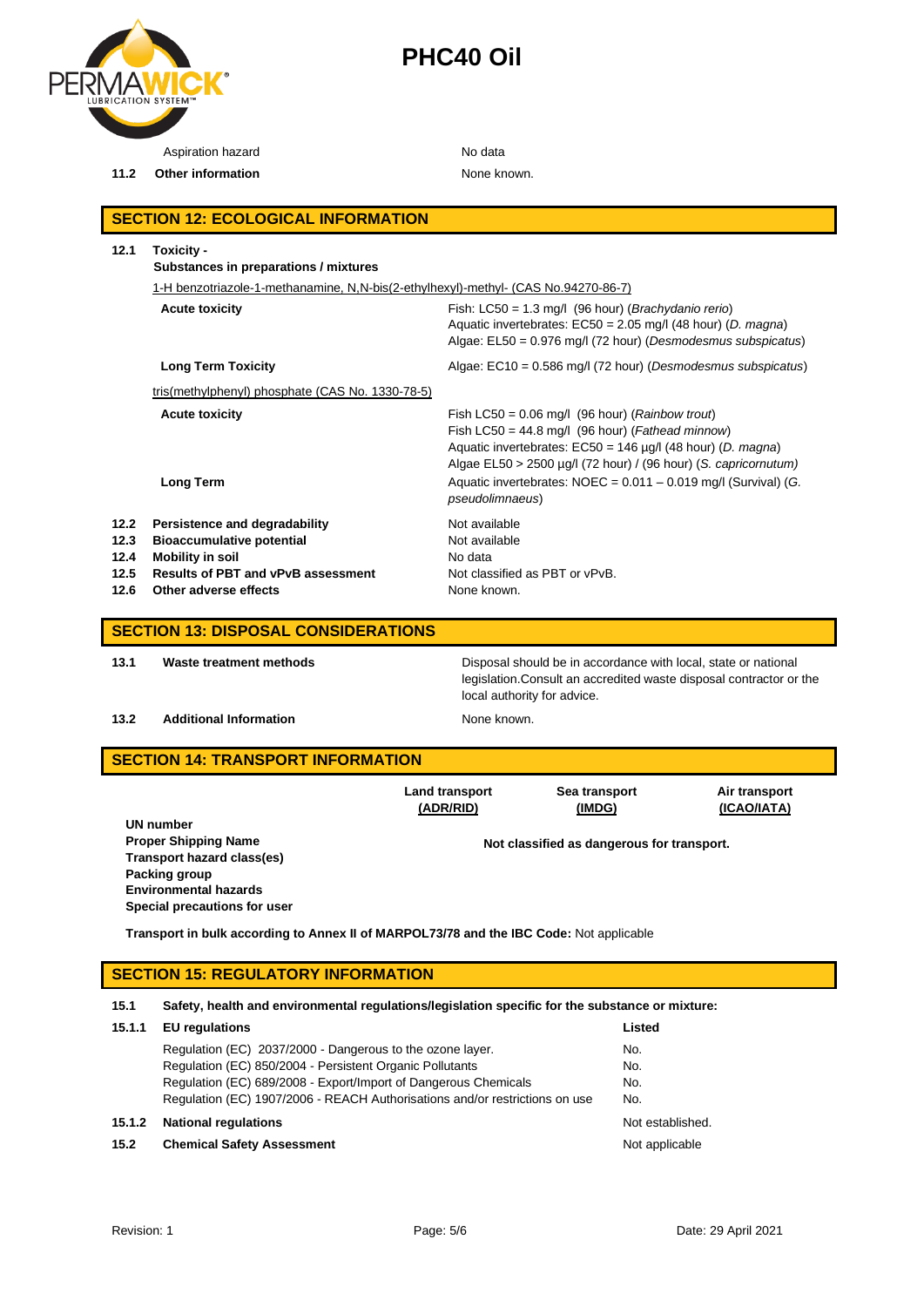| | |
|---|---|
| Aspiration hazard | No data |
| **11.2 Other information** | None known. |

## SECTION 12: ECOLOGICAL INFORMATION

**12.1 Toxicity -**
**Substances in preparations / mixtures**

1-H benzotriazole-1-methanamine, N,N-bis(2-ethylhexyl)-methyl- (CAS No.94270-86-7)

| | |
|---|---|
| **Acute toxicity** | Fish: LC50 = 1.3 mg/l (96 hour) (*Brachydanio rerio*)<br>Aquatic invertebrates: EC50 = 2.05 mg/l (48 hour) (*D. magna*)<br>Algae: EL50 = 0.976 mg/l (72 hour) (*Desmodesmus subspicatus*) |
| **Long Term Toxicity** | Algae: EC10 = 0.586 mg/l (72 hour) (*Desmodesmus subspicatus*) |

tris(methylphenyl) phosphate (CAS No. 1330-78-5)

| | |
|---|---|
| **Acute toxicity** | Fish LC50 = 0.06 mg/l (96 hour) (*Rainbow trout*)<br>Fish LC50 = 44.8 mg/l (96 hour) (*Fathead minnow*)<br>Aquatic invertebrates: EC50 = 146 µg/l (48 hour) (*D. magna*)<br>Algae EL50 > 2500 µg/l (72 hour) / (96 hour) (*S. capricornutum*) |
| **Long Term** | Aquatic invertebrates: NOEC = 0.011 – 0.019 mg/l (Survival) (*G. pseudolimnaeus*) |

| | | |
|---|---|---|
| **12.2** | **Persistence and degradability** | Not available |
| **12.3** | **Bioaccumulative potential** | Not available |
| **12.4** | **Mobility in soil** | No data |
| **12.5** | **Results of PBT and vPvB assessment** | Not classified as PBT or vPvB. |
| **12.6** | **Other adverse effects** | None known. |

## SECTION 13: DISPOSAL CONSIDERATIONS

| | | |
|---|---|---|
| **13.1** | **Waste treatment methods** | Disposal should be in accordance with local, state or national legislation.Consult an accredited waste disposal contractor or the local authority for advice. |
| **13.2** | **Additional Information** | None known. |

## SECTION 14: TRANSPORT INFORMATION

| | Land transport (ADR/RID) | Sea transport (IMDG) | Air transport (ICAO/IATA) |
|---|---|---|---|
| **UN number**<br>**Proper Shipping Name**<br>**Transport hazard class(es)**<br>**Packing group**<br>**Environmental hazards**<br>**Special precautions for user** | | **Not classified as dangerous for transport.** | |

**Transport in bulk according to Annex II of MARPOL73/78 and the IBC Code:** Not applicable

## SECTION 15: REGULATORY INFORMATION

**15.1 Safety, health and environmental regulations/legislation specific for the substance or mixture:**

| | | |
|---|---|---|
| **15.1.1** | **EU regulations** | **Listed** |
| | Regulation (EC) 2037/2000 - Dangerous to the ozone layer. | No. |
| | Regulation (EC) 850/2004 - Persistent Organic Pollutants | No. |
| | Regulation (EC) 689/2008 - Export/Import of Dangerous Chemicals | No. |
| | Regulation (EC) 1907/2006 - REACH Authorisations and/or restrictions on use | No. |
| **15.1.2** | **National regulations** | Not established. |
| **15.2** | **Chemical Safety Assessment** | Not applicable |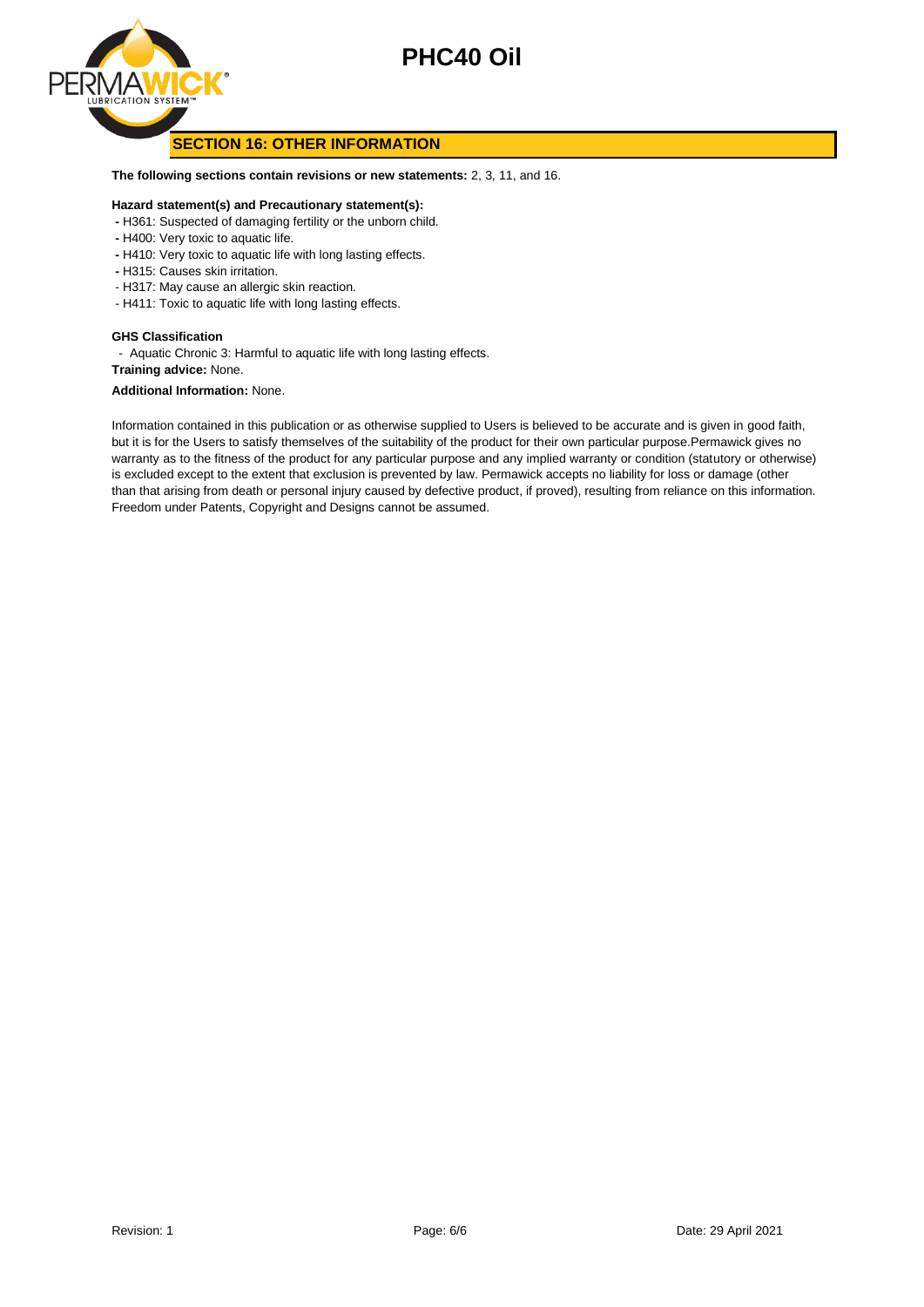## SECTION 16: OTHER INFORMATION

**The following sections contain revisions or new statements:** 2, 3, 11, and 16.

**Hazard statement(s) and Precautionary statement(s):**

- H361: Suspected of damaging fertility or the unborn child.
- H400: Very toxic to aquatic life.
- H410: Very toxic to aquatic life with long lasting effects.
- H315: Causes skin irritation.
- H317: May cause an allergic skin reaction.
- H411: Toxic to aquatic life with long lasting effects.

**GHS Classification**

- Aquatic Chronic 3: Harmful to aquatic life with long lasting effects.

**Training advice:** None.

**Additional Information:** None.

Information contained in this publication or as otherwise supplied to Users is believed to be accurate and is given in good faith, but it is for the Users to satisfy themselves of the suitability of the product for their own particular purpose.Permawick gives no warranty as to the fitness of the product for any particular purpose and any implied warranty or condition (statutory or otherwise) is excluded except to the extent that exclusion is prevented by law. Permawick accepts no liability for loss or damage (other than that arising from death or personal injury caused by defective product, if proved), resulting from reliance on this information. Freedom under Patents, Copyright and Designs cannot be assumed.